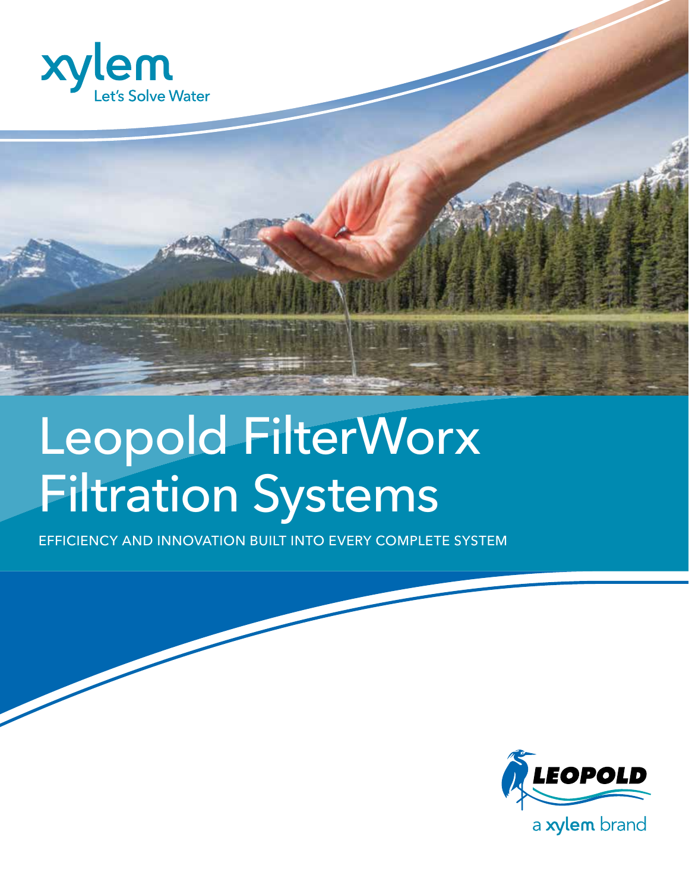xylem
Let's Solve Water

# Leopold FilterWorx Filtration Systems

EFFICIENCY AND INNOVATION BUILT INTO EVERY COMPLETE SYSTEM

LEOPOLD

a xylem brand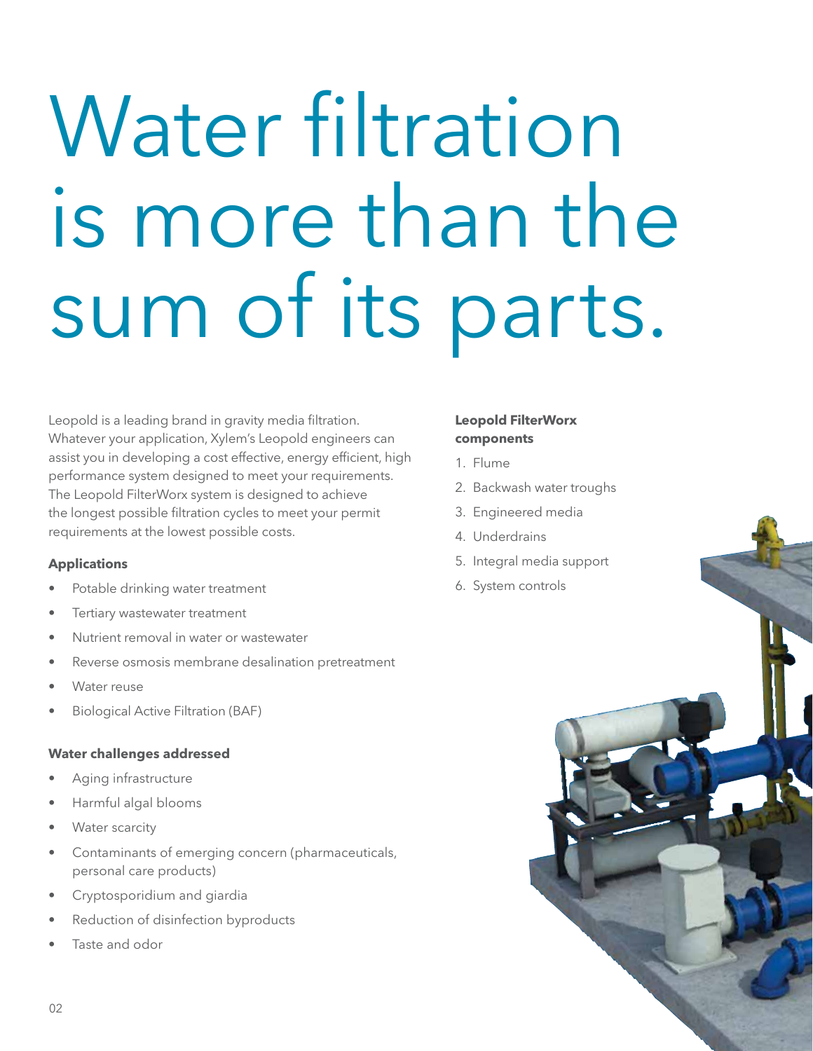# Water filtration is more than the sum of its parts.

Leopold is a leading brand in gravity media filtration. Whatever your application, Xylem's Leopold engineers can assist you in developing a cost effective, energy efficient, high performance system designed to meet your requirements. The Leopold FilterWorx system is designed to achieve the longest possible filtration cycles to meet your permit requirements at the lowest possible costs.

**Applications**

- Potable drinking water treatment
- Tertiary wastewater treatment
- Nutrient removal in water or wastewater
- Reverse osmosis membrane desalination pretreatment
- Water reuse
- Biological Active Filtration (BAF)

**Water challenges addressed**

- Aging infrastructure
- Harmful algal blooms
- Water scarcity
- Contaminants of emerging concern (pharmaceuticals, personal care products)
- Cryptosporidium and giardia
- Reduction of disinfection byproducts
- Taste and odor

**Leopold FilterWorx components**

1. Flume
2. Backwash water troughs
3. Engineered media
4. Underdrains
5. Integral media support
6. System controls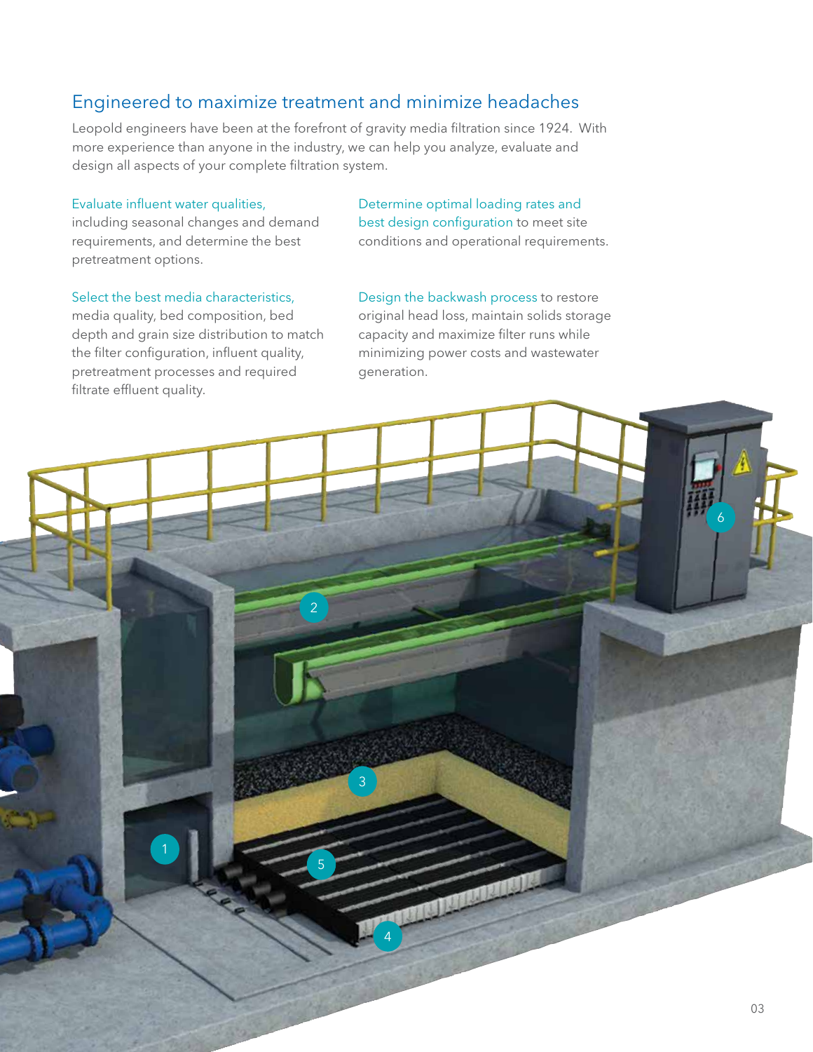## Engineered to maximize treatment and minimize headaches

Leopold engineers have been at the forefront of gravity media filtration since 1924. With more experience than anyone in the industry, we can help you analyze, evaluate and design all aspects of your complete filtration system.

Evaluate influent water qualities, including seasonal changes and demand requirements, and determine the best pretreatment options.

Select the best media characteristics, media quality, bed composition, bed depth and grain size distribution to match the filter configuration, influent quality, pretreatment processes and required filtrate effluent quality.

Determine optimal loading rates and best design configuration to meet site conditions and operational requirements.

Design the backwash process to restore original head loss, maintain solids storage capacity and maximize filter runs while minimizing power costs and wastewater generation.

1

2

3

4

5

6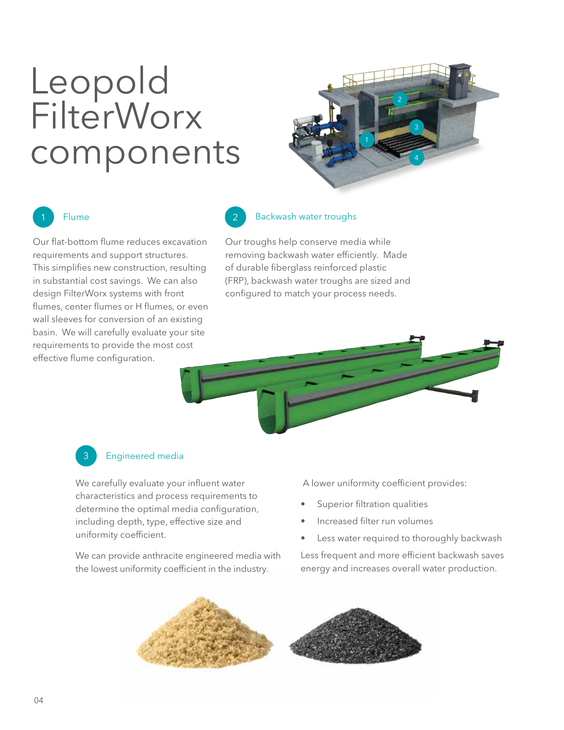# Leopold FilterWorx components

## 1 Flume

Our flat-bottom flume reduces excavation requirements and support structures. This simplifies new construction, resulting in substantial cost savings. We can also design FilterWorx systems with front flumes, center flumes or H flumes, or even wall sleeves for conversion of an existing basin. We will carefully evaluate your site requirements to provide the most cost effective flume configuration.

## 2 Backwash water troughs

Our troughs help conserve media while removing backwash water efficiently. Made of durable fiberglass reinforced plastic (FRP), backwash water troughs are sized and configured to match your process needs.

## 3 Engineered media

We carefully evaluate your influent water characteristics and process requirements to determine the optimal media configuration, including depth, type, effective size and uniformity coefficient.

We can provide anthracite engineered media with the lowest uniformity coefficient in the industry.

A lower uniformity coefficient provides:

- Superior filtration qualities
- Increased filter run volumes
- Less water required to thoroughly backwash

Less frequent and more efficient backwash saves energy and increases overall water production.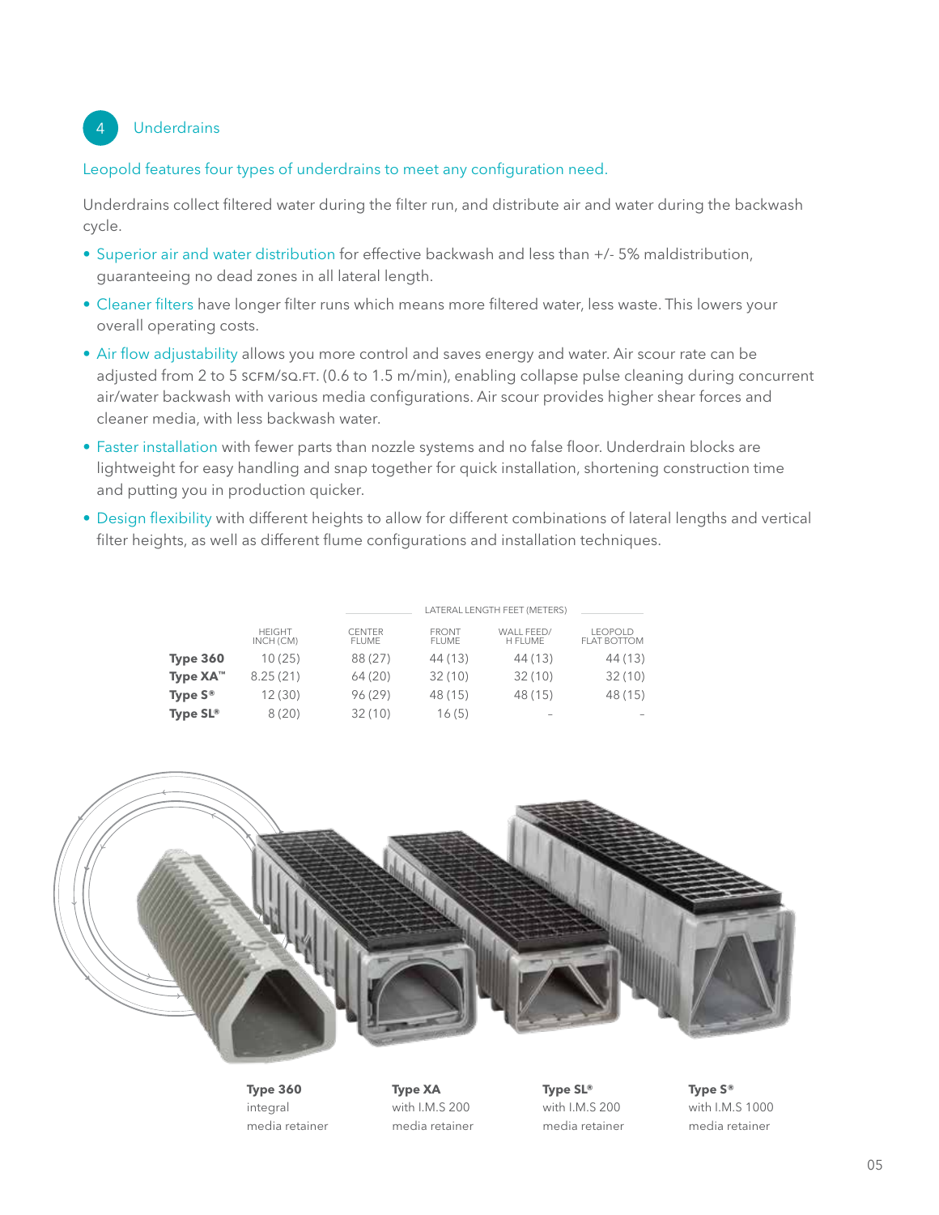## 4 Underdrains

Leopold features four types of underdrains to meet any configuration need.

Underdrains collect filtered water during the filter run, and distribute air and water during the backwash cycle.

- Superior air and water distribution for effective backwash and less than +/- 5% maldistribution, guaranteeing no dead zones in all lateral length.
- Cleaner filters have longer filter runs which means more filtered water, less waste. This lowers your overall operating costs.
- Air flow adjustability allows you more control and saves energy and water. Air scour rate can be adjusted from 2 to 5 SCFM/SQ.FT. (0.6 to 1.5 m/min), enabling collapse pulse cleaning during concurrent air/water backwash with various media configurations. Air scour provides higher shear forces and cleaner media, with less backwash water.
- Faster installation with fewer parts than nozzle systems and no false floor. Underdrain blocks are lightweight for easy handling and snap together for quick installation, shortening construction time and putting you in production quicker.
- Design flexibility with different heights to allow for different combinations of lateral lengths and vertical filter heights, as well as different flume configurations and installation techniques.

| | | LATERAL LENGTH FEET (METERS) | | | |
|---|---|---|---|---|---|
| | HEIGHT INCH (CM) | CENTER FLUME | FRONT FLUME | WALL FEED/ H FLUME | LEOPOLD FLAT BOTTOM |
| **Type 360** | 10 (25) | 88 (27) | 44 (13) | 44 (13) | 44 (13) |
| **Type XA™** | 8.25 (21) | 64 (20) | 32 (10) | 32 (10) | 32 (10) |
| **Type S®** | 12 (30) | 96 (29) | 48 (15) | 48 (15) | 48 (15) |
| **Type SL®** | 8 (20) | 32 (10) | 16 (5) | - | - |

**Type 360** integral media retainer

**Type XA** with I.M.S 200 media retainer

**Type SL®** with I.M.S 200 media retainer

**Type S®** with I.M.S 1000 media retainer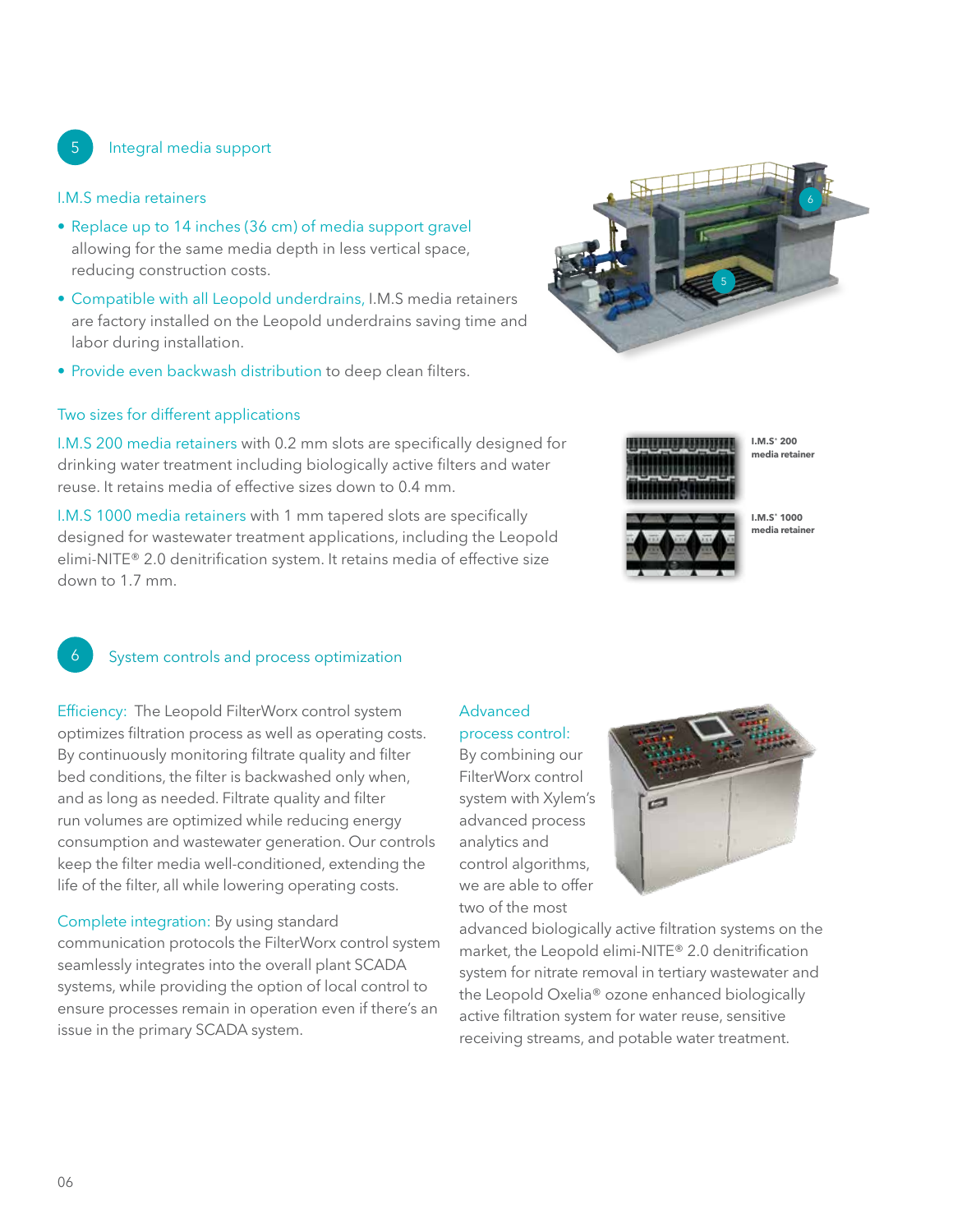## 5 Integral media support

### I.M.S media retainers

- Replace up to 14 inches (36 cm) of media support gravel allowing for the same media depth in less vertical space, reducing construction costs.
- Compatible with all Leopold underdrains, I.M.S media retainers are factory installed on the Leopold underdrains saving time and labor during installation.
- Provide even backwash distribution to deep clean filters.

### Two sizes for different applications

I.M.S 200 media retainers with 0.2 mm slots are specifically designed for drinking water treatment including biologically active filters and water reuse. It retains media of effective sizes down to 0.4 mm.

I.M.S 1000 media retainers with 1 mm tapered slots are specifically designed for wastewater treatment applications, including the Leopold elimi-NITE® 2.0 denitrification system. It retains media of effective size down to 1.7 mm.

**I.M.S® 200 media retainer**

**I.M.S® 1000 media retainer**

## 6 System controls and process optimization

Efficiency: The Leopold FilterWorx control system optimizes filtration process as well as operating costs. By continuously monitoring filtrate quality and filter bed conditions, the filter is backwashed only when, and as long as needed. Filtrate quality and filter run volumes are optimized while reducing energy consumption and wastewater generation. Our controls keep the filter media well-conditioned, extending the life of the filter, all while lowering operating costs.

Complete integration: By using standard communication protocols the FilterWorx control system seamlessly integrates into the overall plant SCADA systems, while providing the option of local control to ensure processes remain in operation even if there's an issue in the primary SCADA system.

Advanced process control: By combining our FilterWorx control system with Xylem's advanced process analytics and control algorithms, we are able to offer two of the most advanced biologically active filtration systems on the market, the Leopold elimi-NITE® 2.0 denitrification system for nitrate removal in tertiary wastewater and the Leopold Oxelia® ozone enhanced biologically active filtration system for water reuse, sensitive receiving streams, and potable water treatment.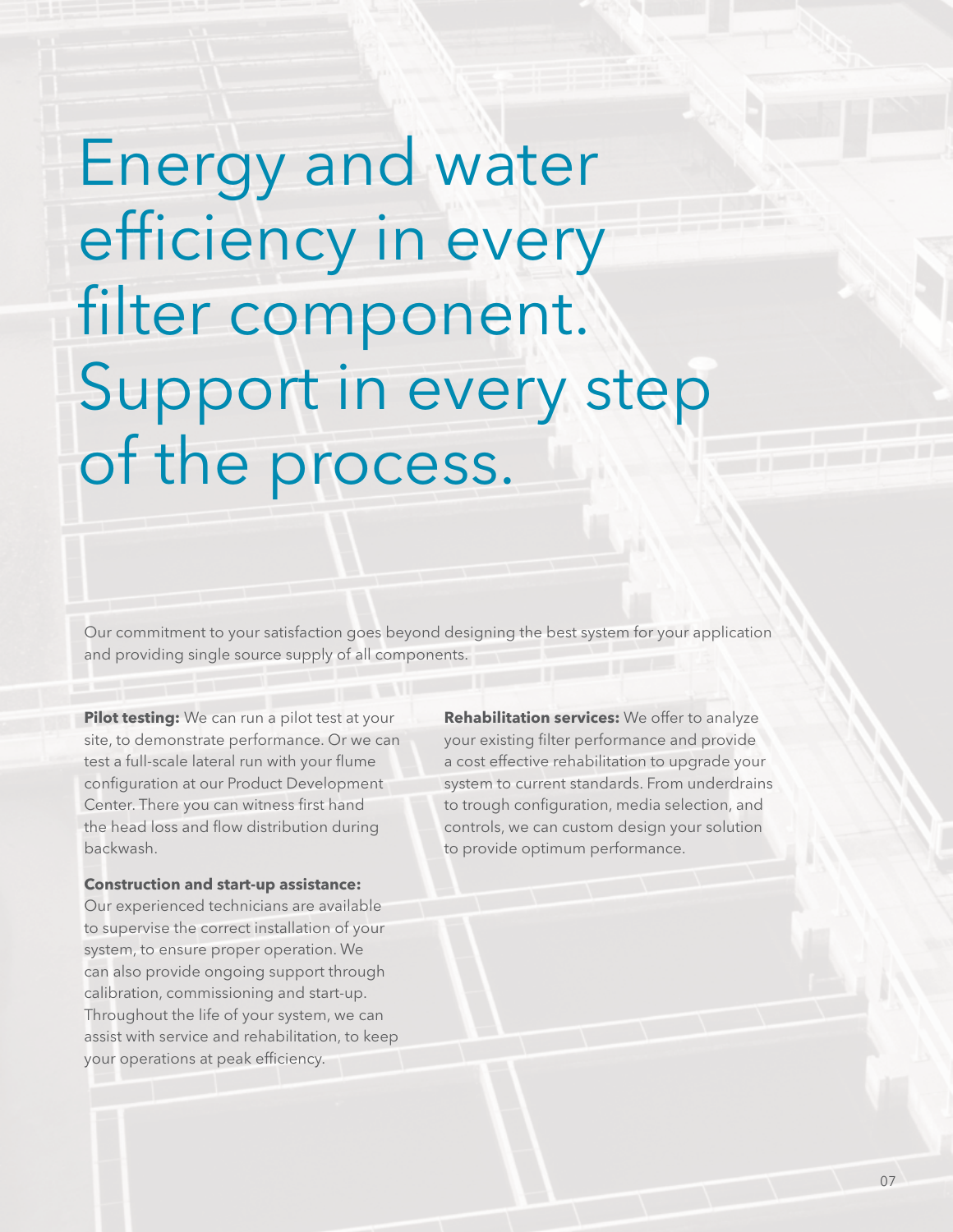# Energy and water efficiency in every filter component. Support in every step of the process.

Our commitment to your satisfaction goes beyond designing the best system for your application and providing single source supply of all components.

**Pilot testing:** We can run a pilot test at your site, to demonstrate performance. Or we can test a full-scale lateral run with your flume configuration at our Product Development Center. There you can witness first hand the head loss and flow distribution during backwash.

**Construction and start-up assistance:** Our experienced technicians are available to supervise the correct installation of your system, to ensure proper operation. We can also provide ongoing support through calibration, commissioning and start-up. Throughout the life of your system, we can assist with service and rehabilitation, to keep your operations at peak efficiency.

**Rehabilitation services:** We offer to analyze your existing filter performance and provide a cost effective rehabilitation to upgrade your system to current standards. From underdrains to trough configuration, media selection, and controls, we can custom design your solution to provide optimum performance.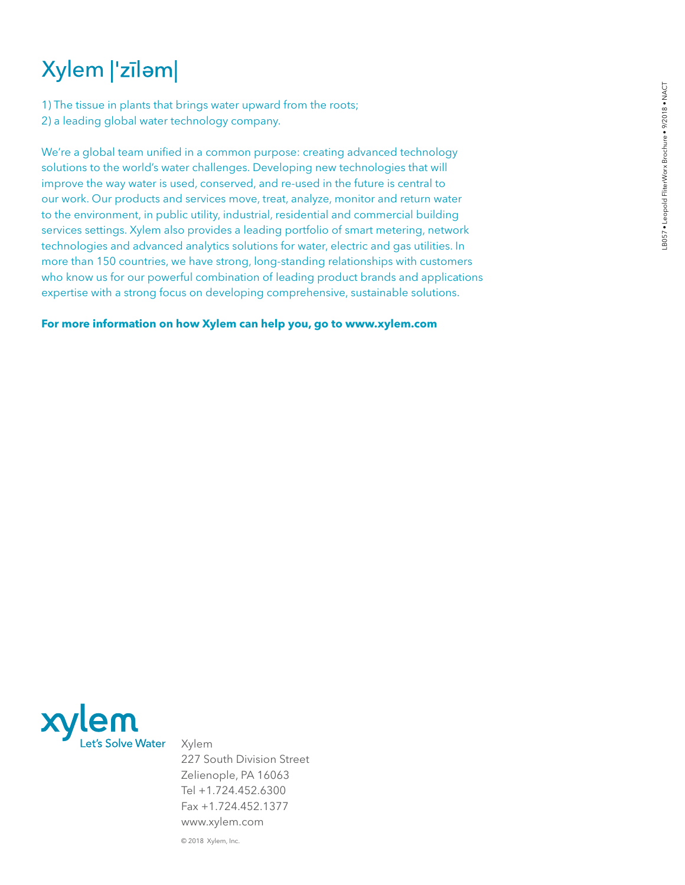# Xylem |'zīləm|

1) The tissue in plants that brings water upward from the roots;
2) a leading global water technology company.

We're a global team unified in a common purpose: creating advanced technology solutions to the world's water challenges. Developing new technologies that will improve the way water is used, conserved, and re-used in the future is central to our work. Our products and services move, treat, analyze, monitor and return water to the environment, in public utility, industrial, residential and commercial building services settings. Xylem also provides a leading portfolio of smart metering, network technologies and advanced analytics solutions for water, electric and gas utilities. In more than 150 countries, we have strong, long-standing relationships with customers who know us for our powerful combination of leading product brands and applications expertise with a strong focus on developing comprehensive, sustainable solutions.

**For more information on how Xylem can help you, go to www.xylem.com**

LB057 • Leopold FilterWorx Brochure • 9/2018 • NACT

xylem
Let's Solve Water

Xylem
227 South Division Street
Zelienople, PA 16063
Tel +1.724.452.6300
Fax +1.724.452.1377
www.xylem.com

© 2018 Xylem, Inc.